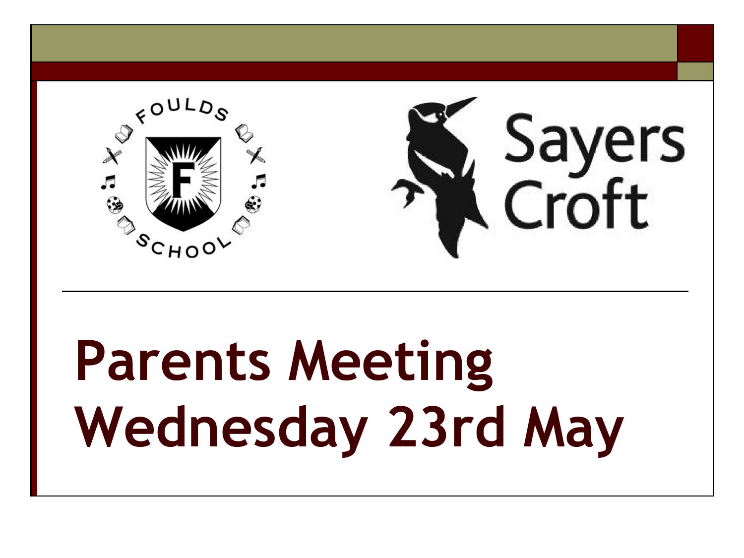# Parents Meeting
# Wednesday 23rd May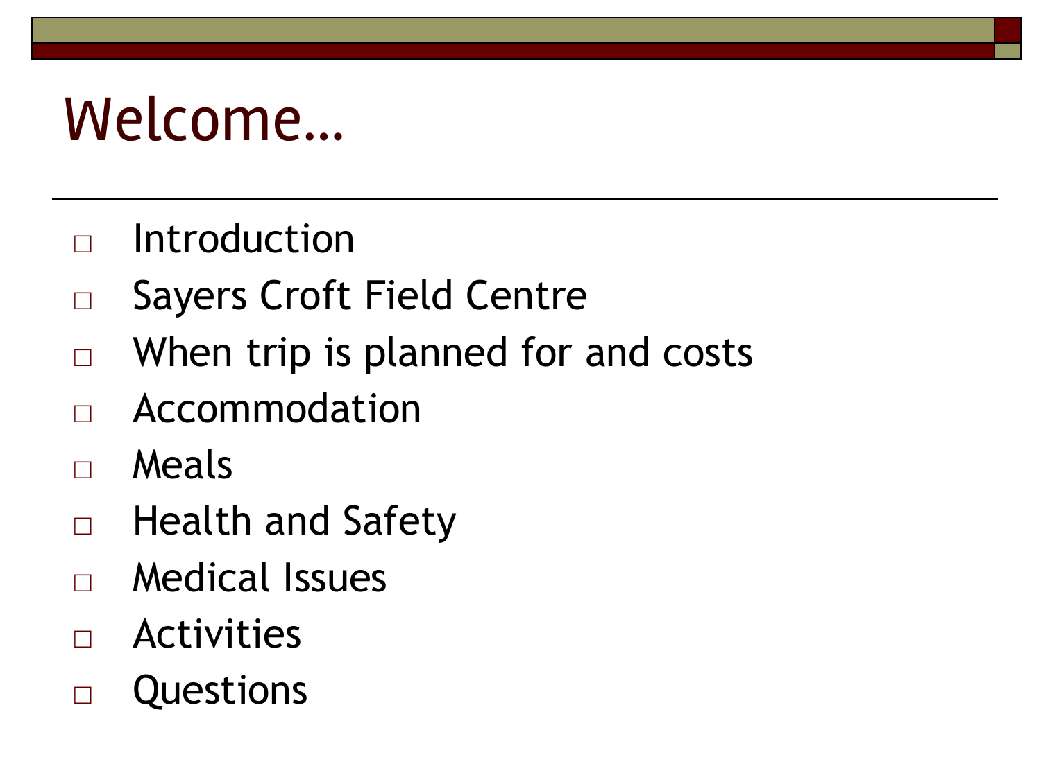# Welcome…

- Introduction
- Sayers Croft Field Centre
- When trip is planned for and costs
- Accommodation
- Meals
- Health and Safety
- Medical Issues
- Activities
- Questions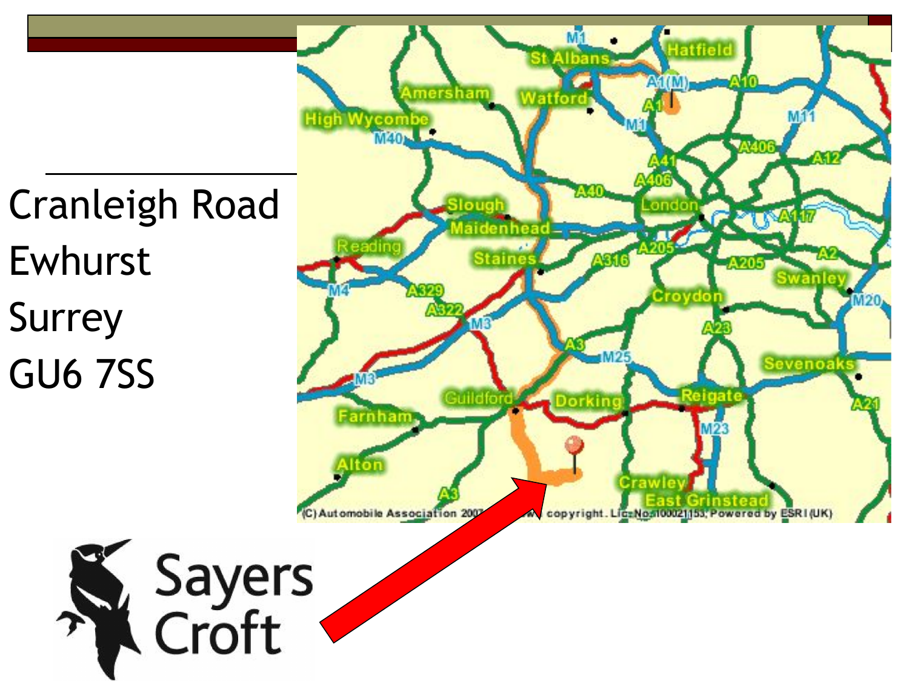Cranleigh Road

Ewhurst

Surrey

GU6 7SS

Sayers Croft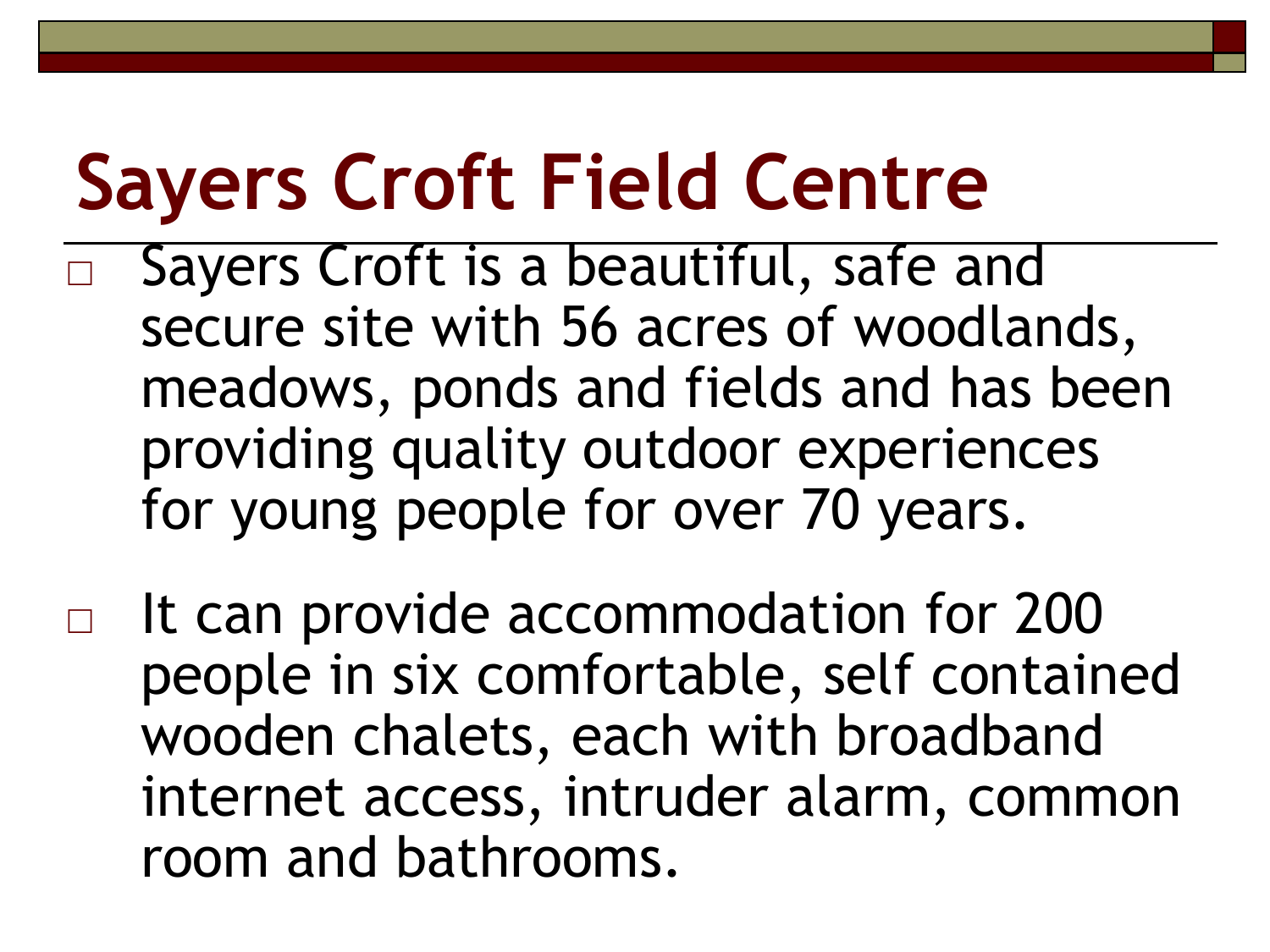# Sayers Croft Field Centre

- Sayers Croft is a beautiful, safe and secure site with 56 acres of woodlands, meadows, ponds and fields and has been providing quality outdoor experiences for young people for over 70 years.

- It can provide accommodation for 200 people in six comfortable, self contained wooden chalets, each with broadband internet access, intruder alarm, common room and bathrooms.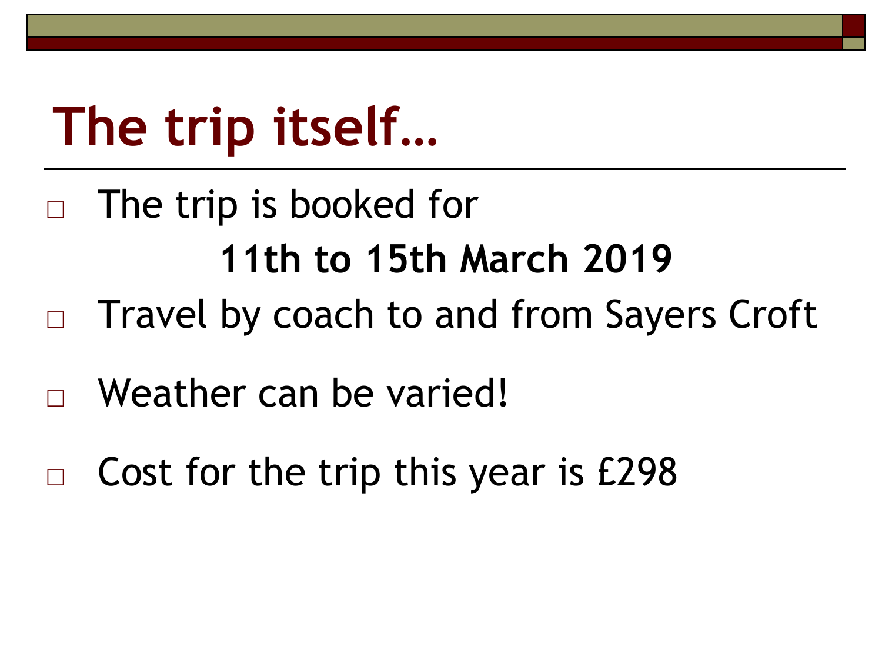# The trip itself…

- The trip is booked for

  **11th to 15th March 2019**

- Travel by coach to and from Sayers Croft
- Weather can be varied!
- Cost for the trip this year is £298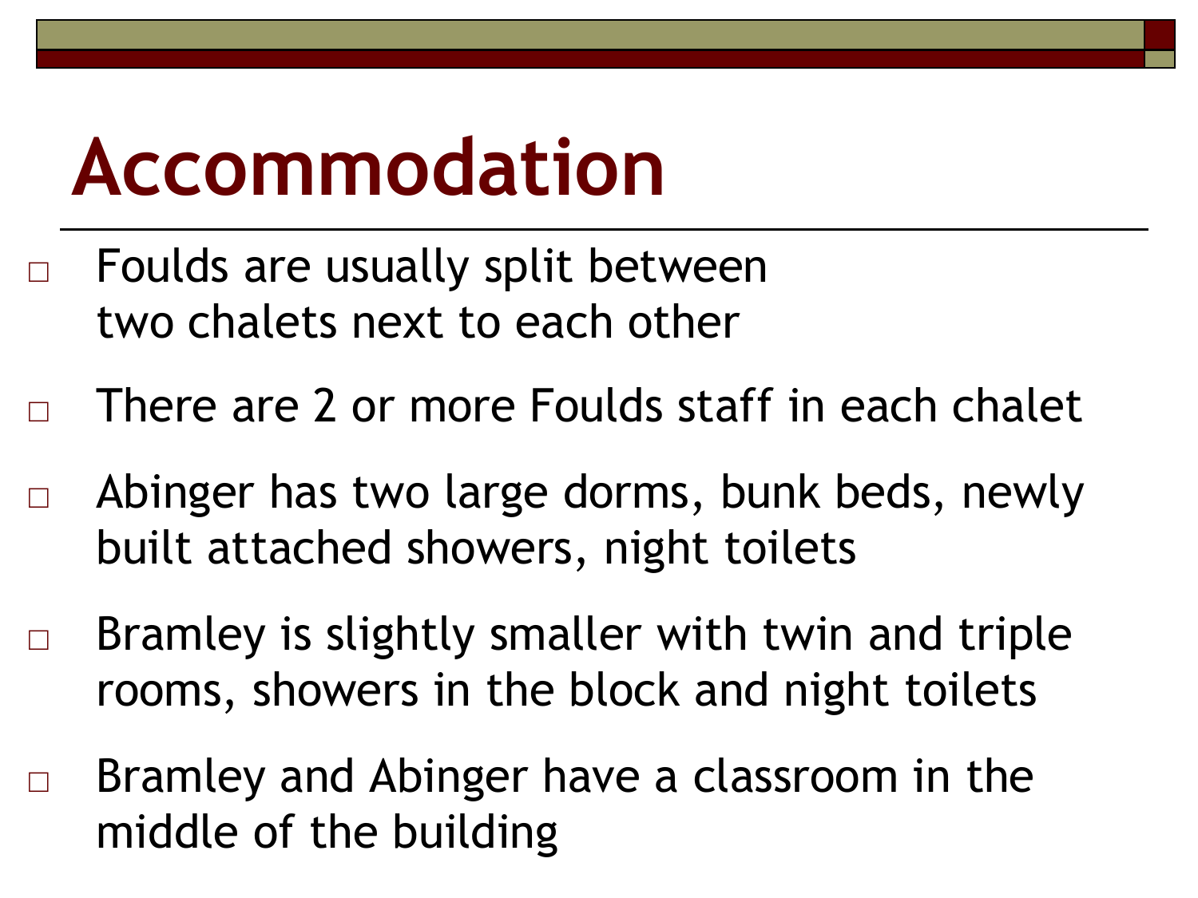# Accommodation

- Foulds are usually split between two chalets next to each other
- There are 2 or more Foulds staff in each chalet
- Abinger has two large dorms, bunk beds, newly built attached showers, night toilets
- Bramley is slightly smaller with twin and triple rooms, showers in the block and night toilets
- Bramley and Abinger have a classroom in the middle of the building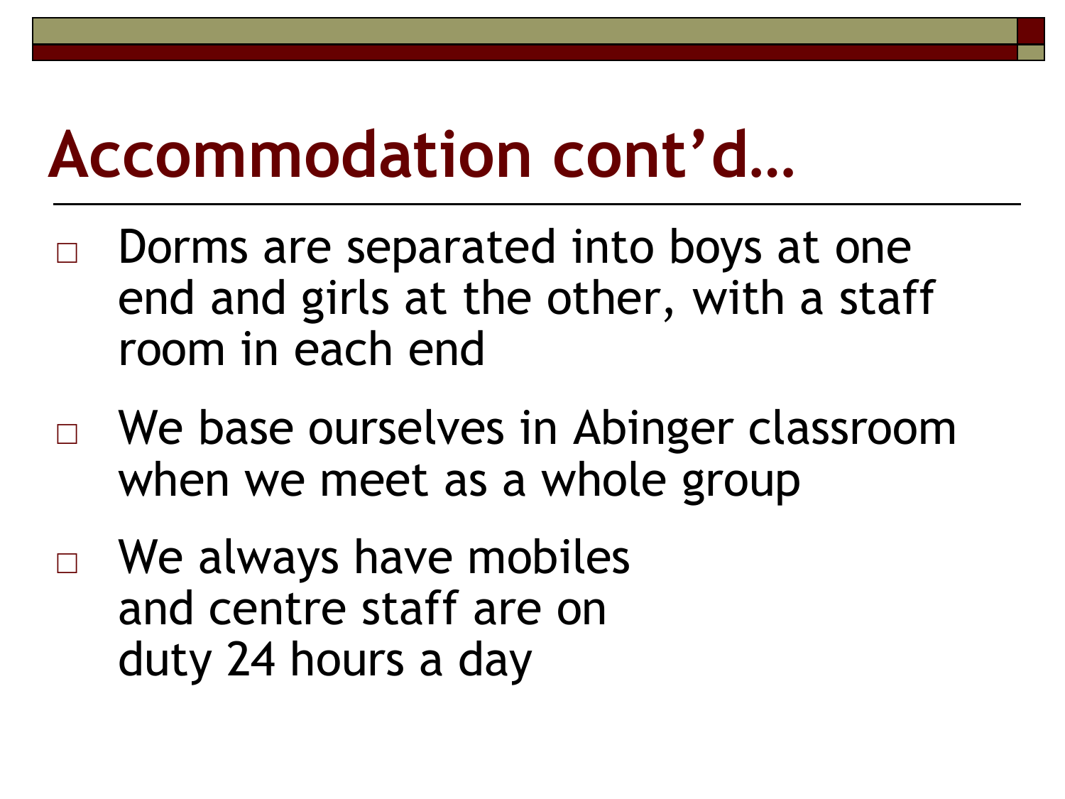# Accommodation cont'd…

- Dorms are separated into boys at one end and girls at the other, with a staff room in each end
- We base ourselves in Abinger classroom when we meet as a whole group
- We always have mobiles and centre staff are on duty 24 hours a day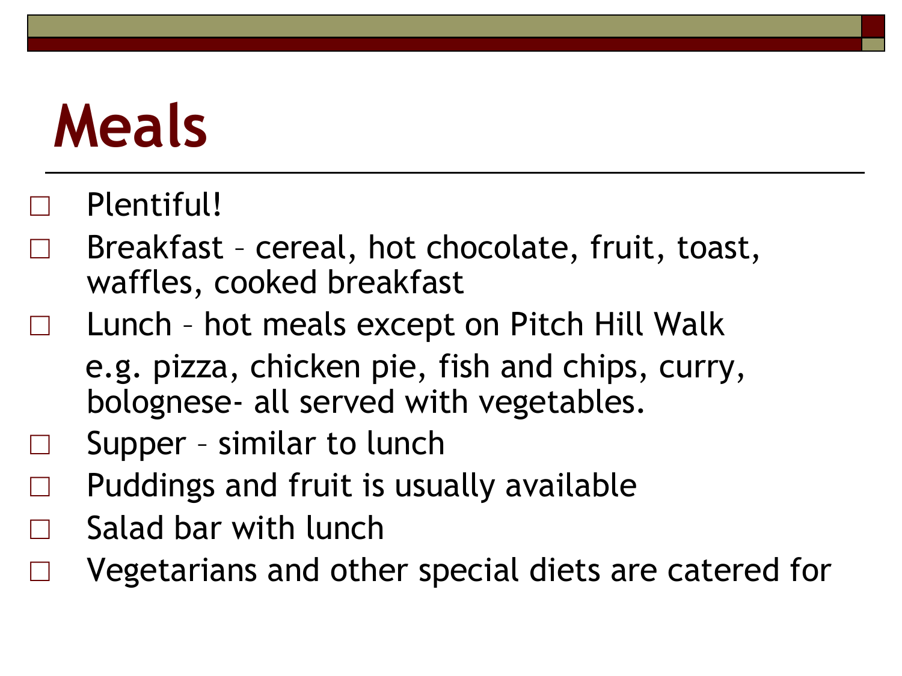# Meals

- Plentiful!
- Breakfast – cereal, hot chocolate, fruit, toast, waffles, cooked breakfast
- Lunch – hot meals except on Pitch Hill Walk

  e.g. pizza, chicken pie, fish and chips, curry, bolognese- all served with vegetables.
- Supper – similar to lunch
- Puddings and fruit is usually available
- Salad bar with lunch
- Vegetarians and other special diets are catered for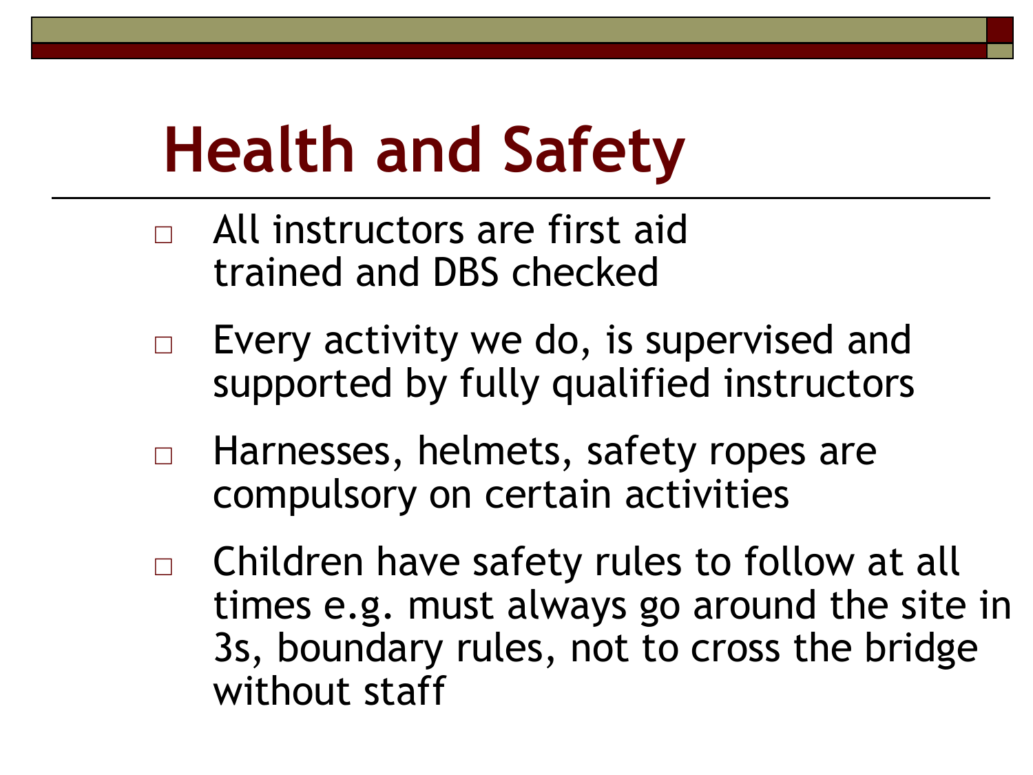# Health and Safety

- All instructors are first aid trained and DBS checked
- Every activity we do, is supervised and supported by fully qualified instructors
- Harnesses, helmets, safety ropes are compulsory on certain activities
- Children have safety rules to follow at all times e.g. must always go around the site in 3s, boundary rules, not to cross the bridge without staff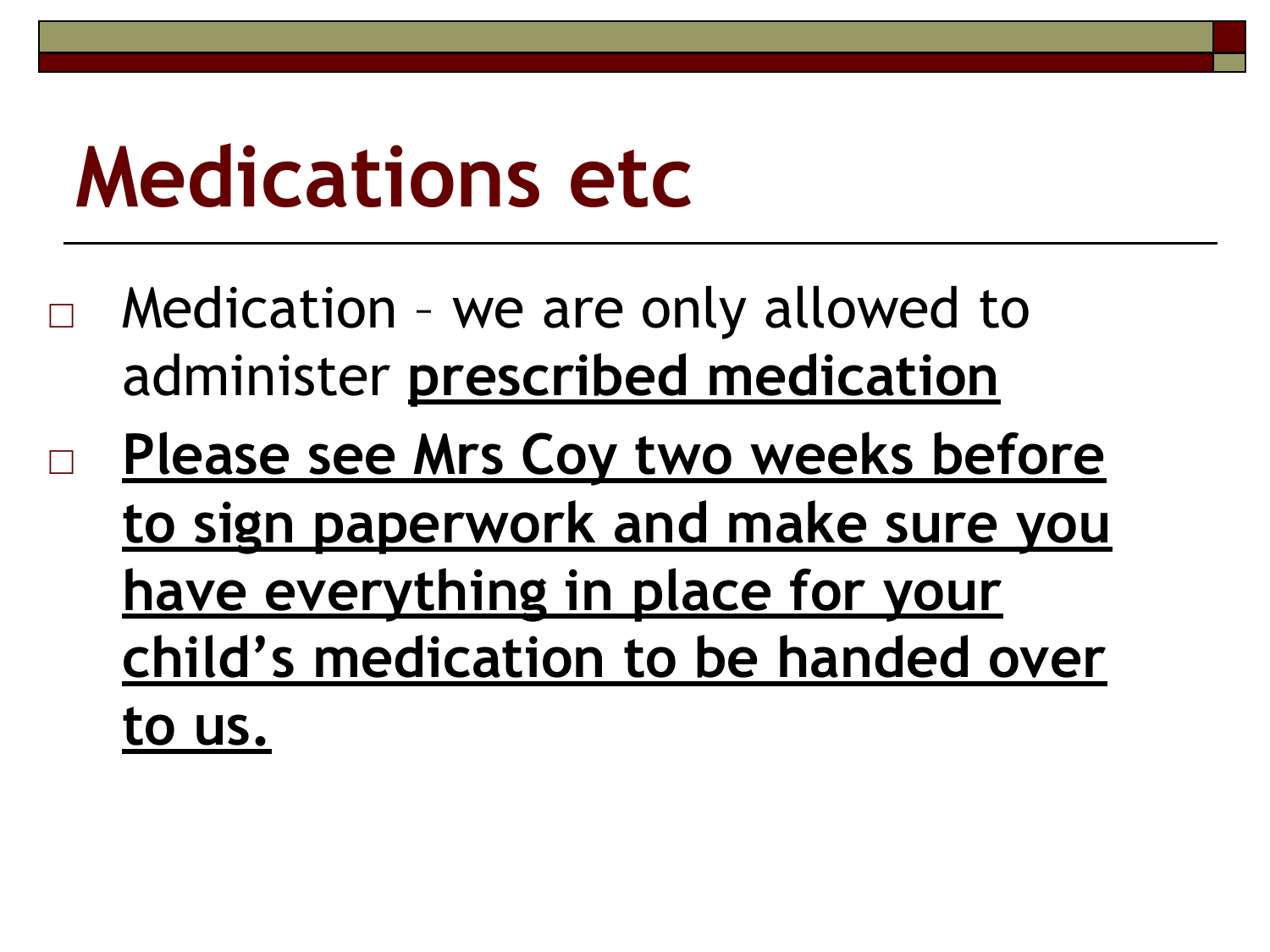# Medications etc

- Medication – we are only allowed to administer **<u>prescribed medication</u>**
- **<u>Please see Mrs Coy two weeks before to sign paperwork and make sure you have everything in place for your child's medication to be handed over to us.</u>**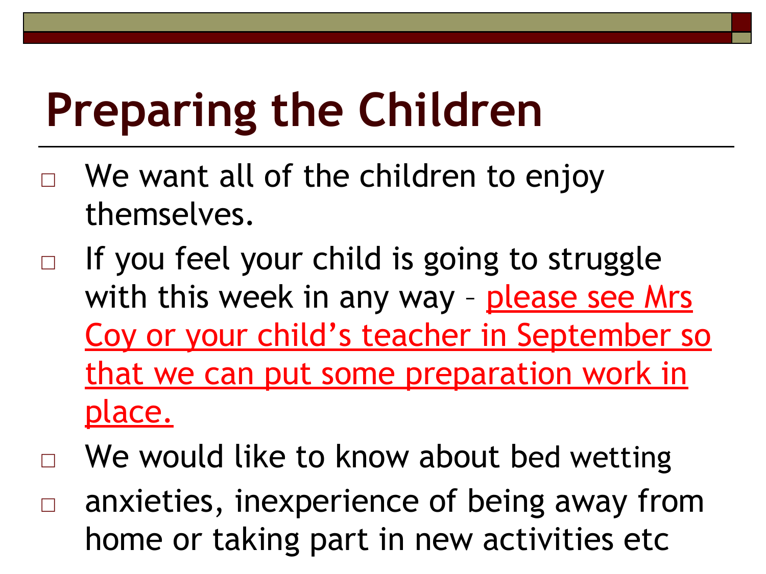# Preparing the Children

- We want all of the children to enjoy themselves.
- If you feel your child is going to struggle with this week in any way – please see Mrs Coy or your child's teacher in September so that we can put some preparation work in place.
- We would like to know about bed wetting
- anxieties, inexperience of being away from home or taking part in new activities etc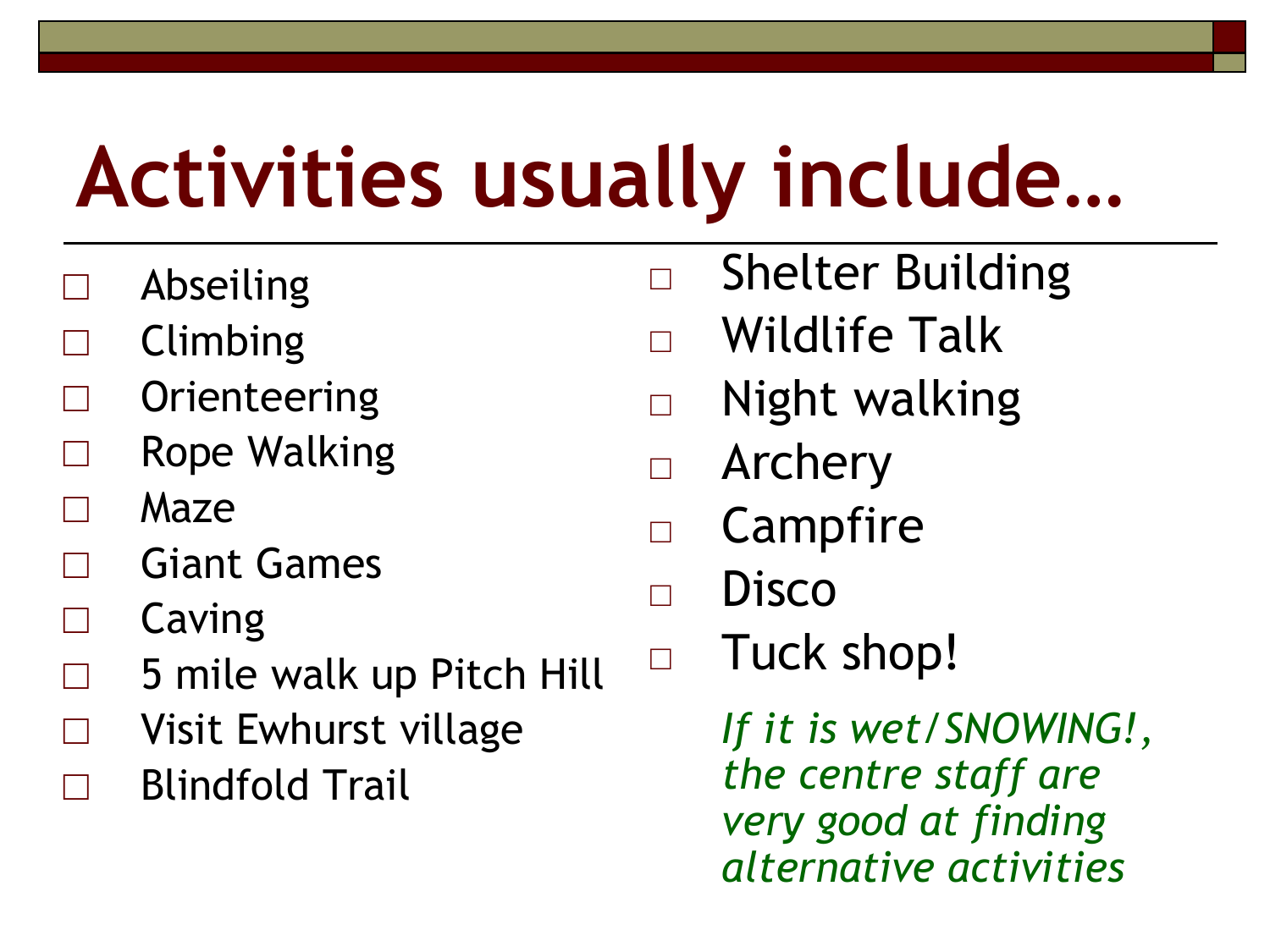# Activities usually include…

- Abseiling
- Climbing
- Orienteering
- Rope Walking
- Maze
- Giant Games
- Caving
- 5 mile walk up Pitch Hill
- Visit Ewhurst village
- Blindfold Trail
- Shelter Building
- Wildlife Talk
- Night walking
- Archery
- Campfire
- Disco
- Tuck shop!

*If it is wet/SNOWING!, the centre staff are very good at finding alternative activities*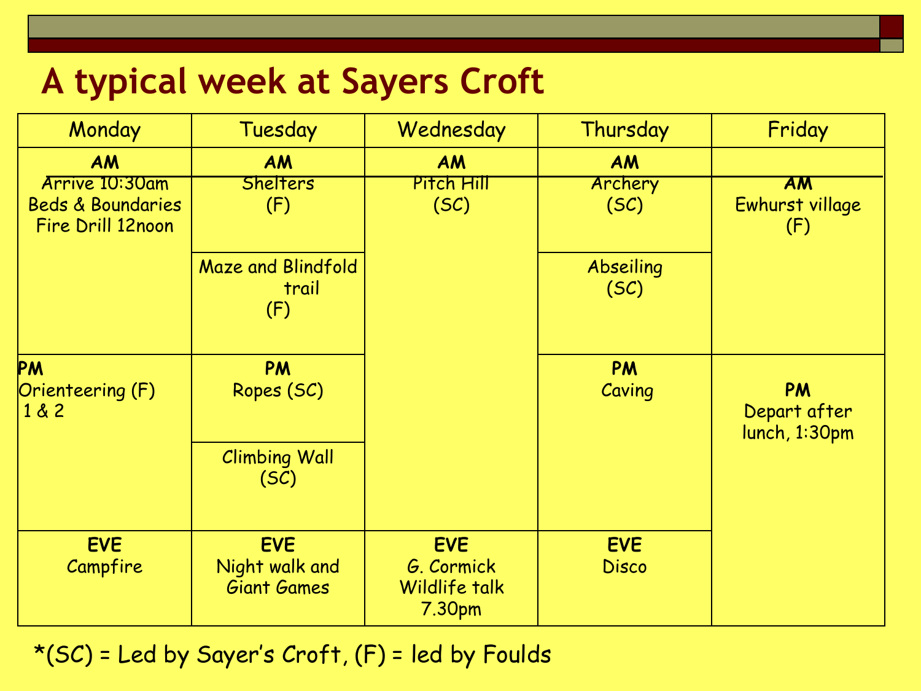# A typical week at Sayers Croft

| Monday | Tuesday | Wednesday | Thursday | Friday |
|---|---|---|---|---|
| **AM**<br>Arrive 10:30am<br>Beds & Boundaries<br>Fire Drill 12noon | **AM**<br>Shelters<br>(F)<br><br>Maze and Blindfold trail<br>(F) | **AM**<br>Pitch Hill<br>(SC) | **AM**<br>Archery<br>(SC)<br><br>Abseiling<br>(SC) | **AM**<br>Ewhurst village<br>(F) |
| **PM**<br>Orienteering (F)<br>1 & 2 | **PM**<br>Ropes (SC)<br><br>Climbing Wall<br>(SC) | | **PM**<br>Caving | **PM**<br>Depart after lunch, 1:30pm |
| **EVE**<br>Campfire | **EVE**<br>Night walk and Giant Games | **EVE**<br>G. Cormick Wildlife talk 7.30pm | **EVE**<br>Disco | |

*(SC) = Led by Sayer's Croft, (F) = led by Foulds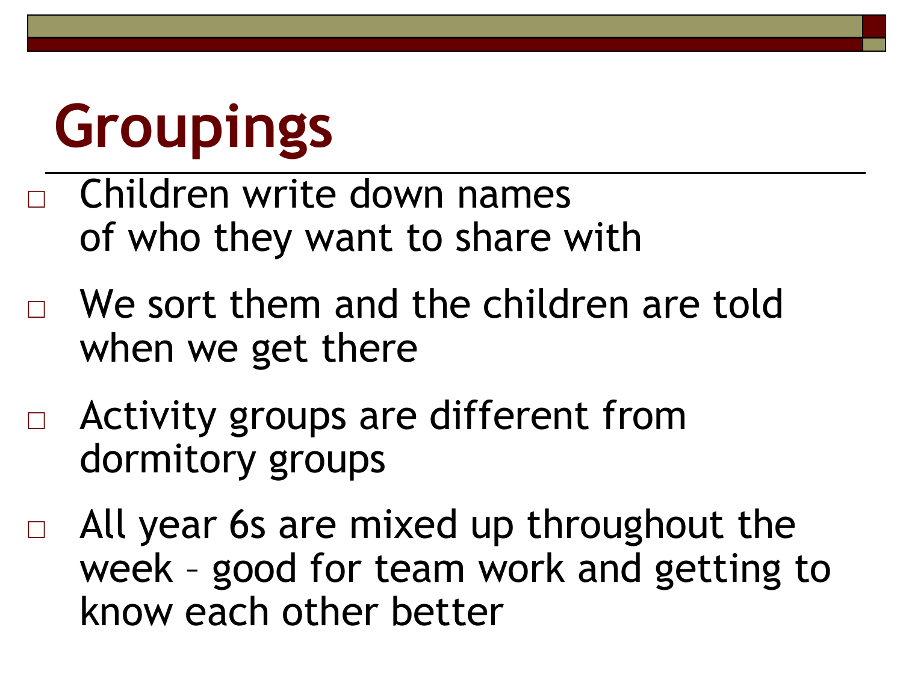# Groupings

- Children write down names of who they want to share with
- We sort them and the children are told when we get there
- Activity groups are different from dormitory groups
- All year 6s are mixed up throughout the week – good for team work and getting to know each other better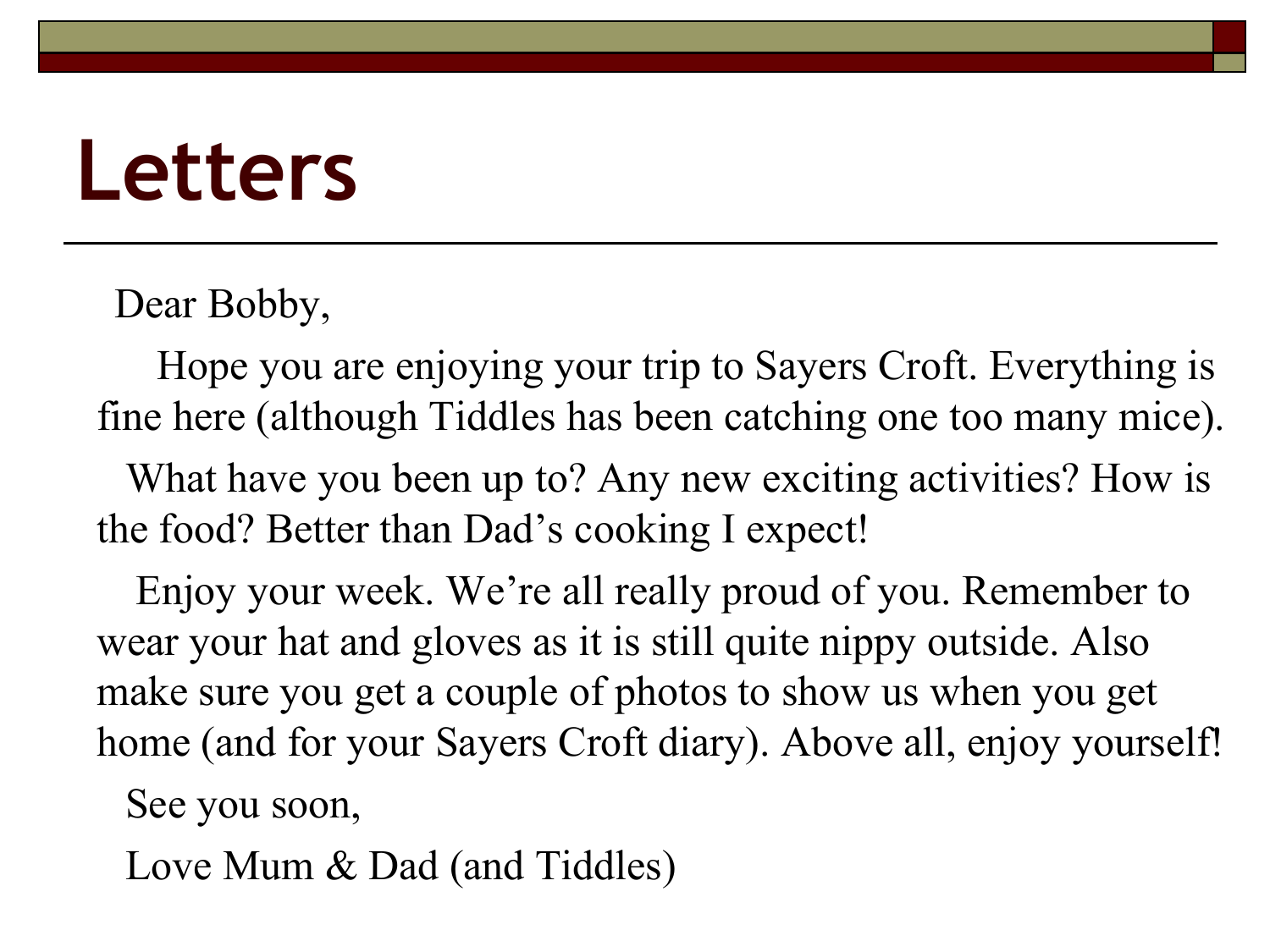# Letters

Dear Bobby,

Hope you are enjoying your trip to Sayers Croft. Everything is fine here (although Tiddles has been catching one too many mice).

What have you been up to? Any new exciting activities? How is the food? Better than Dad's cooking I expect!

Enjoy your week. We're all really proud of you. Remember to wear your hat and gloves as it is still quite nippy outside. Also make sure you get a couple of photos to show us when you get home (and for your Sayers Croft diary). Above all, enjoy yourself!

See you soon,

Love Mum & Dad (and Tiddles)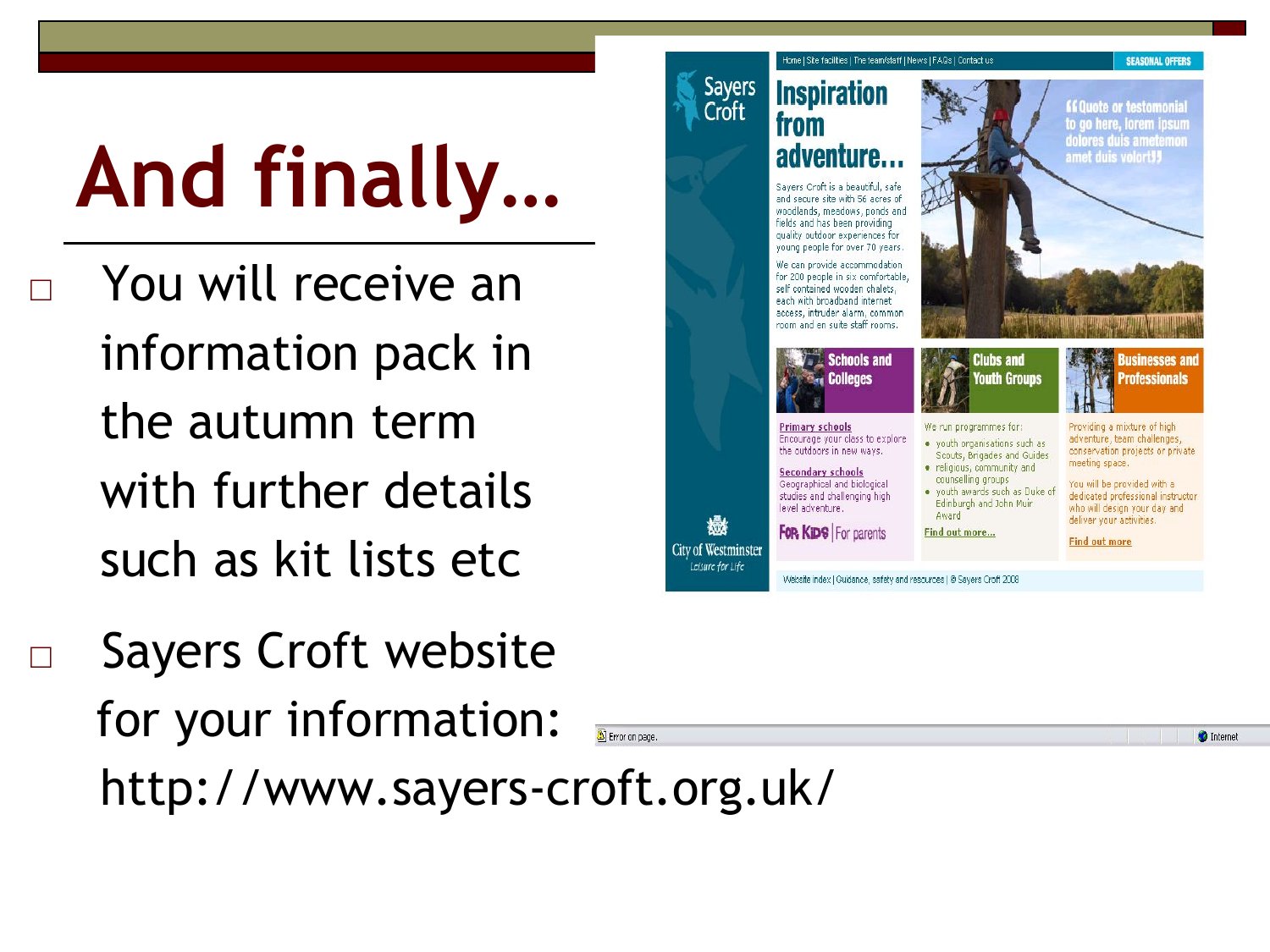# And finally…

- You will receive an information pack in the autumn term with further details such as kit lists etc
- Sayers Croft website for your information: http://www.sayers-croft.org.uk/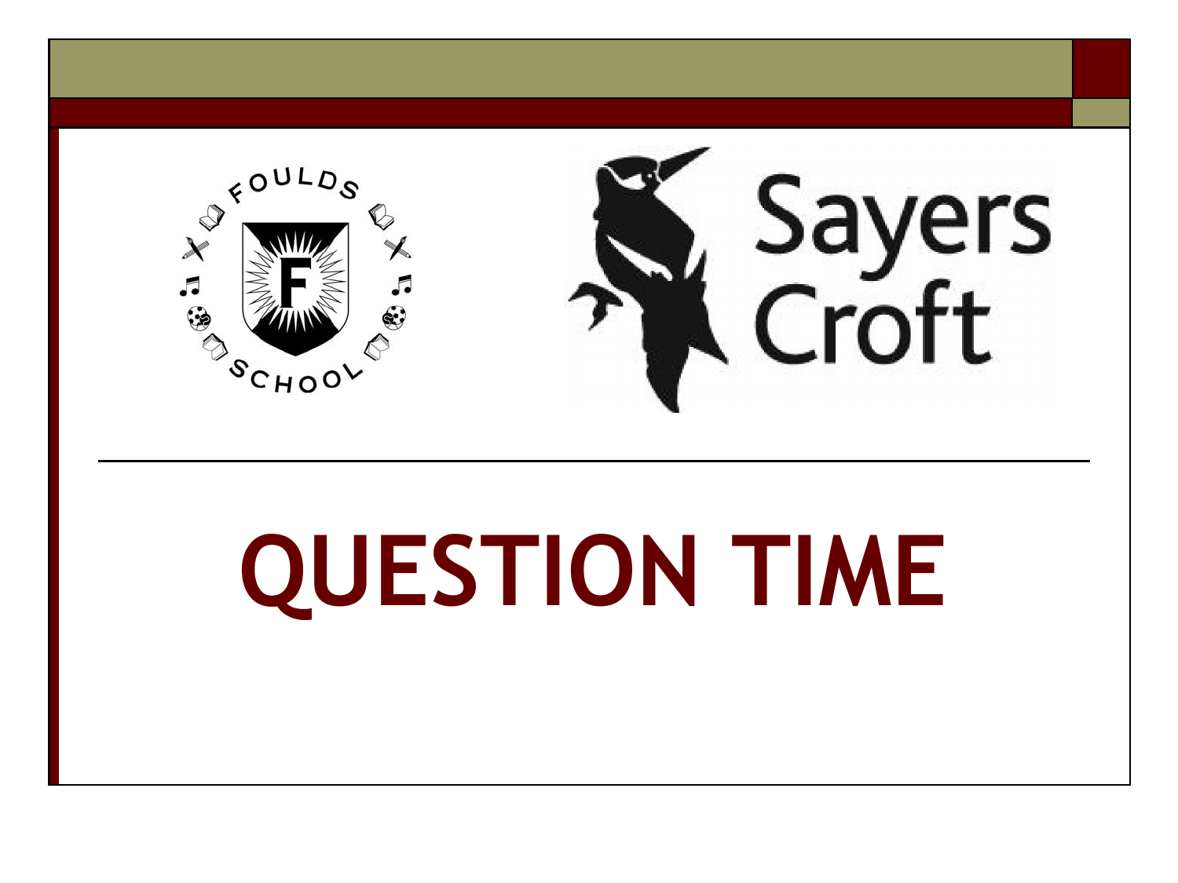# QUESTION TIME